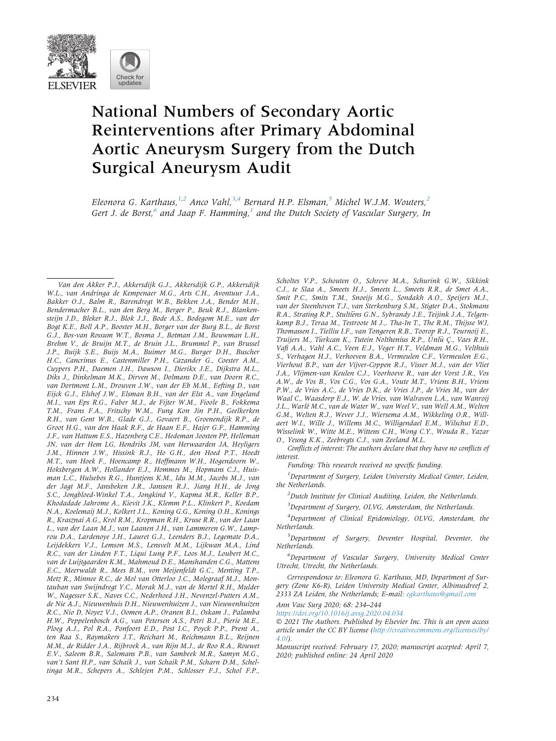# National Numbers of Secondary Aortic Reinterventions after Primary Abdominal Aortic Aneurysm Surgery from the Dutch Surgical Aneurysm Audit

*Eleonora G. Karthaus,[1,2] Anco Vahl,[3,4] Bernard H.P. Elsman,[5] Michel W.J.M. Wouters,[2] Gert J. de Borst,[6] and Jaap F. Hamming,[1] and the Dutch Society of Vascular Surgery, In*

---

*Van den Akker P.J., Akkersdijk G.J., Akkersdijk G.P., Akkersdijk W.L., van Andringa de Kempenaer M.G., Arts C.H., Avontuur J.A., Bakker O.J., Balm R., Barendregt W.B., Bekken J.A., Bender M.H., Bendermacher B.L., van den Berg M., Berger P., Beuk R.J., Blankensteijn J.D., Bleker R.J., Blok J.J., Bode A.S., Bodegom M.E., van der Bogt K.E., Boll A.P., Booster M.H., Borger van der Burg B.L., de Borst G.J., Bos-van Rossum W.T., Bosma J., Botman J.M., Bouwman L.H., Brehm V., de Bruijn M.T., de Bruin J.L., Brummel P., van Brussel J.P., Buijk S.E., Buijs M.A., Buimer M.G., Burger D.H., Buscher H.C., Cancrinus E., Castenmiller P.H., Cazander G., Coester A.M., Cuypers P.H., Daemen J.H., Dawson I., Dierikx J.E., Dijkstra M.L., Diks J., Dinkelman M.K., Dirven M., Dolmans D.E., van Doorn R.C., van Dortmont L.M., Drouven J.W., van der Eb M.M., Eefting D., van Eijck G.J., Elshof J.W., Elsman B.H., van der Elst A., van Engeland M.I., van Eps R.G., Faber M.J., de Fijter W.M., Fioole B., Fokkema T.M., Frans F.A., Fritschy W.M., Fung Kon Jin P.H., Geelkerken R.H., van Gent W.B., Glade G.J., Govaert B., Groenendijk R.P., de Groot H.G., van den Haak R.F., de Haan E.F., Hajer G.F., Hamming J.F., van Hattum E.S., Hazenberg C.E., Hedeman Joosten PP, Helleman JN, van der Hem LG, Hendriks JM, van Herwaarden JA, Heyligers J.M., Hinnen J.W., Hissink R.J., Ho G.H., den Hoed P.T., Hoedt M.T., van Hoek F., Hoencamp R., Hoffmann W.H., Hogendoorn W., Hoksbergen A.W., Hollander E.J., Hommes M., Hopmans C.J., Huisman L.C., Hulsebos R.G., Huntjens K.M., Idu M.M., Jacobs M.J., van der Jagt M.F., Jansbeken J.R., Janssen R.J., Jiang H.H., de Jong S.C., Jongbloed-Winkel T.A., Jongkind V., Kapma M.R., Keller B.P., Khodadade Jahrome A., Kievit J.K., Klemm P.L., Klinkert P., Koedam N.A., Koelemaij M.J., Kolkert J.L., Koning G.G., Koning O.H., Konings R., Krasznai A.G., Krol R.M., Kropman R.H., Kruse R.R., van der Laan L., van der Laan M.J., van Laanen J.H., van Lammeren G.W., Lamprou D.A., Lardenoye J.H., Lauret G.J., Leenders B.J., Legemate D.A., Leijdekkers V.J., Lemson M.S., Lensvelt M.M., Lijkwan M.A., Lind R.C., van der Linden F.T., Liqui Lung P.F., Loos M.J., Loubert M.C., van de Luijtgaarden K.M., Mahmoud D.E., Manshanden C.G., Mattens E.C., Meerwaldt R., Mees B.M., von Meijenfeldt G.C., Menting T.P., Metz R., Minnee R.C., de Mol van Otterloo J.C., Molegraaf M.J., Montauban van Swijndregt Y.C., Morak M.J., van de Mortel R.H., Mulder W., Nagesser S.K., Naves C.C., Nederhoed J.H., Nevenzel-Putters A.M., de Nie A.J., Nieuwenhuis D.H., Nieuwenhuizen J., van Nieuwenhuizen R.C., Nio D, Noyez V.J., Oomen A.P., Oranen B.I., Oskam J., Palamba H.W., Peppelenbosch A.G., van Petersen A.S., Petri B.J., Pierie M.E., Ploeg A.J., Pol R.A., Ponfoort E.D., Post I.C., Poyck P.P., Prent A., ten Raa S., Raymakers J.T., Reichart M., Reichmann B.L., Reijnen M.M., de Ridder J.A., Rijbroek A., van Rijn M.J., de Roo R.A., Rouwet E.V., Saleem B.R., Salemans P.B., van Sambeek M.R., Samyn M.G., van't Sant H.P., van Schaik J., van Schaik P.M., Scharn D.M., Scheltinga M.R., Schepers A., Schlejen P.M., Schlosser F.J., Schol F.P., Scholtes V.P., Schouten O., Schreve M.A., Schurink G.W., Sikkink C.J., te Slaa A., Smeets H.J., Smeets L., Smeets R.R., de Smet A.A., Smit P.C., Smits T.M., Snoeijs M.G., Sondakh A.O., Speijers M.J., van der Steenhoven T.J., van Sterkenburg S.M., Stigter D.A., Stokmans R.A., Strating R.P., Stultiëns G.N., Sybrandy J.E., Teijink J.A., Telgenkamp B.J., Teraa M., Testroote M J., Tha-In T., The R.M., Thijsse WJ, Thomassen I., Tielliu I.F., van Tongeren R.B., Toorop R.J., Tournoij E., Truijers M., Türkcan K., Tutein Nolthenius R.P., Ünlü Ç., Vaes R.H., Vafi A.A., Vahl A.C., Veen E.J., Veger H.T., Veldman M.G., Velthuis S., Verhagen H.J., Verhoeven B.A., Vermeulen C.F., Vermeulen E.G., Vierhout B.P., van der Vijver-Coppen R.J., Visser M.J., van der Vliet J.A., Vlijmen-van Keulen C.J., Voorhoeve R., van der Vorst J.R., Vos A.W., de Vos B., Vos C.G., Vos G.A., Voute M.T., Vriens B.H., Vriens P.W., de Vries A.C., de Vries D.K., de Vries J.P., de Vries M., van der Waal C., Waasdorp E.J., W. de Vries, van Walraven L.A., van Wanroij J.L., Warlé M.C., van de Water W., van Weel V., van Well A.M., Welten G.M., Welten R.J., Wever J.J., Wiersema A.M., Wikkeling O.R., Willaert W.I., Wille J., Willems M.C., Willigendael E.M., Wilschut E.D., Wisselink W., Witte M.E., Wittens C.H., Wong C.Y., Wouda R., Yazar O., Yeung K.K., Zeebregts C.J., van Zeeland M.L.*

*Conflicts of interest: The authors declare that they have no conflicts of interest.*

*Funding: This research received no specific funding.*

[1]*Department of Surgery, Leiden University Medical Center, Leiden, the Netherlands.*

[2]*Dutch Institute for Clinical Auditing, Leiden, the Netherlands.*

[3]*Department of Surgery, OLVG, Amsterdam, the Netherlands.*

[4]*Department of Clinical Epidemiology, OLVG, Amsterdam, the Netherlands.*

[5]*Department of Surgery, Deventer Hospital, Deventer, the Netherlands.*

[6]*Department of Vascular Surgery, University Medical Center Utrecht, Utrecht, the Netherlands.*

*Correspondence to: Eleonora G. Karthaus, MD, Department of Surgery (Zone K6-R), Leiden University Medical Center, Albinusdreef 2, 2333 ZA Leiden, the Netherlands; E-mail: egkarthaus@gmail.com*

*Ann Vasc Surg 2020; 68: 234–244*

https://doi.org/10.1016/j.avsg.2020.04.034

*© 2021 The Authors. Published by Elsevier Inc. This is an open access article under the CC BY license (http://creativecommons.org/licenses/by/4.0/).*

*Manuscript received: February 17, 2020; manuscript accepted: April 7, 2020; published online: 24 April 2020*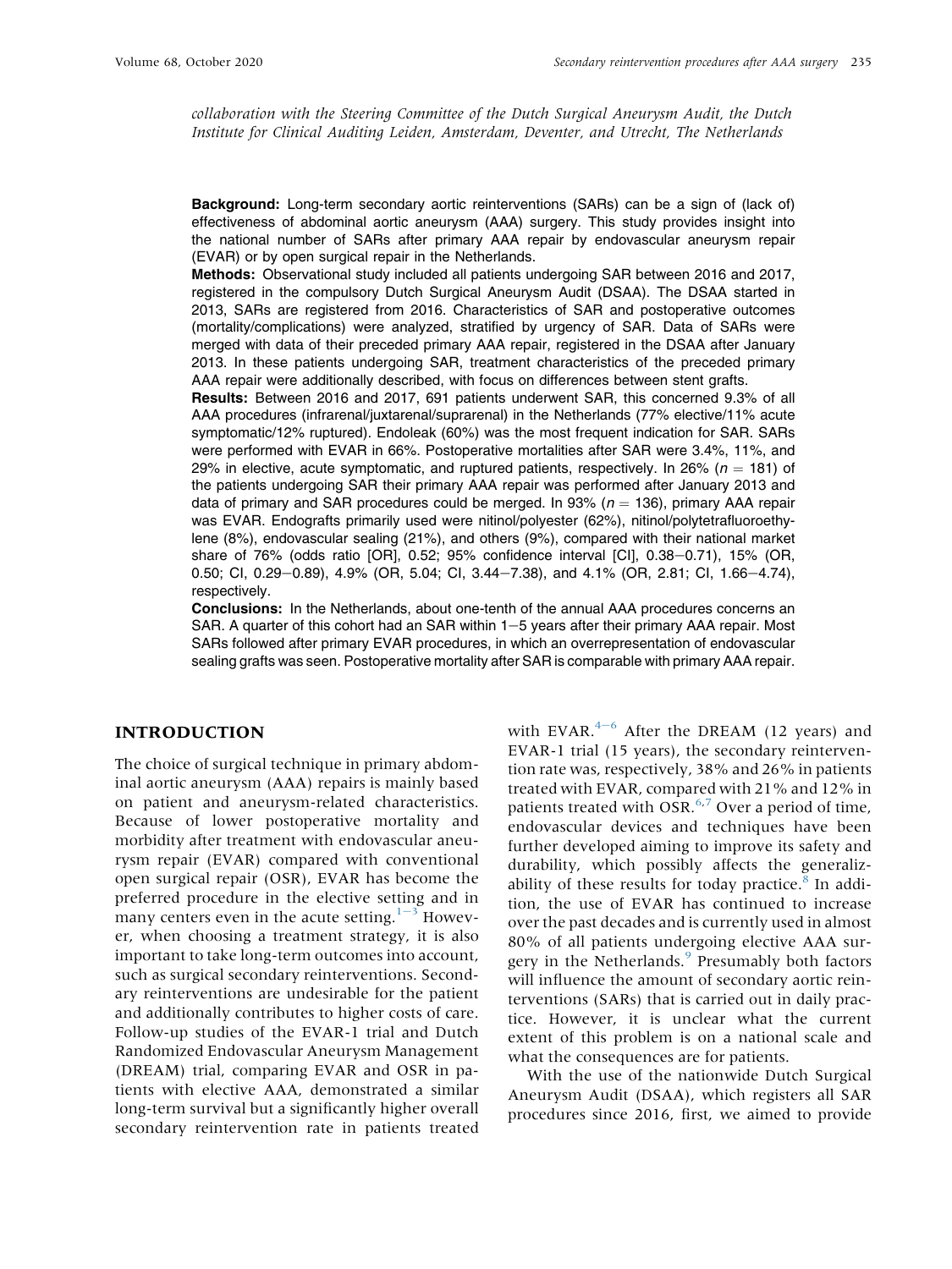*collaboration with the Steering Committee of the Dutch Surgical Aneurysm Audit, the Dutch Institute for Clinical Auditing Leiden, Amsterdam, Deventer, and Utrecht, The Netherlands*

**Background:** Long-term secondary aortic reinterventions (SARs) can be a sign of (lack of) effectiveness of abdominal aortic aneurysm (AAA) surgery. This study provides insight into the national number of SARs after primary AAA repair by endovascular aneurysm repair (EVAR) or by open surgical repair in the Netherlands.

**Methods:** Observational study included all patients undergoing SAR between 2016 and 2017, registered in the compulsory Dutch Surgical Aneurysm Audit (DSAA). The DSAA started in 2013, SARs are registered from 2016. Characteristics of SAR and postoperative outcomes (mortality/complications) were analyzed, stratified by urgency of SAR. Data of SARs were merged with data of their preceded primary AAA repair, registered in the DSAA after January 2013. In these patients undergoing SAR, treatment characteristics of the preceded primary AAA repair were additionally described, with focus on differences between stent grafts.

**Results:** Between 2016 and 2017, 691 patients underwent SAR, this concerned 9.3% of all AAA procedures (infrarenal/juxtarenal/suprarenal) in the Netherlands (77% elective/11% acute symptomatic/12% ruptured). Endoleak (60%) was the most frequent indication for SAR. SARs were performed with EVAR in 66%. Postoperative mortalities after SAR were 3.4%, 11%, and 29% in elective, acute symptomatic, and ruptured patients, respectively. In 26% ($n = 181$) of the patients undergoing SAR their primary AAA repair was performed after January 2013 and data of primary and SAR procedures could be merged. In 93% ($n = 136$), primary AAA repair was EVAR. Endografts primarily used were nitinol/polyester (62%), nitinol/polytetrafluoroethylene (8%), endovascular sealing (21%), and others (9%), compared with their national market share of 76% (odds ratio [OR], 0.52; 95% confidence interval [CI], 0.38–0.71), 15% (OR, 0.50; CI, 0.29–0.89), 4.9% (OR, 5.04; CI, 3.44–7.38), and 4.1% (OR, 2.81; CI, 1.66–4.74), respectively.

**Conclusions:** In the Netherlands, about one-tenth of the annual AAA procedures concerns an SAR. A quarter of this cohort had an SAR within 1–5 years after their primary AAA repair. Most SARs followed after primary EVAR procedures, in which an overrepresentation of endovascular sealing grafts was seen. Postoperative mortality after SAR is comparable with primary AAA repair.

## INTRODUCTION

The choice of surgical technique in primary abdominal aortic aneurysm (AAA) repairs is mainly based on patient and aneurysm-related characteristics. Because of lower postoperative mortality and morbidity after treatment with endovascular aneurysm repair (EVAR) compared with conventional open surgical repair (OSR), EVAR has become the preferred procedure in the elective setting and in many centers even in the acute setting.[1–3] However, when choosing a treatment strategy, it is also important to take long-term outcomes into account, such as surgical secondary reinterventions. Secondary reinterventions are undesirable for the patient and additionally contributes to higher costs of care. Follow-up studies of the EVAR-1 trial and Dutch Randomized Endovascular Aneurysm Management (DREAM) trial, comparing EVAR and OSR in patients with elective AAA, demonstrated a similar long-term survival but a significantly higher overall secondary reintervention rate in patients treated with EVAR.[4–6] After the DREAM (12 years) and EVAR-1 trial (15 years), the secondary reintervention rate was, respectively, 38% and 26% in patients treated with EVAR, compared with 21% and 12% in patients treated with OSR.[6,7] Over a period of time, endovascular devices and techniques have been further developed aiming to improve its safety and durability, which possibly affects the generalizability of these results for today practice.[8] In addition, the use of EVAR has continued to increase over the past decades and is currently used in almost 80% of all patients undergoing elective AAA surgery in the Netherlands.[9] Presumably both factors will influence the amount of secondary aortic reinterventions (SARs) that is carried out in daily practice. However, it is unclear what the current extent of this problem is on a national scale and what the consequences are for patients.

With the use of the nationwide Dutch Surgical Aneurysm Audit (DSAA), which registers all SAR procedures since 2016, first, we aimed to provide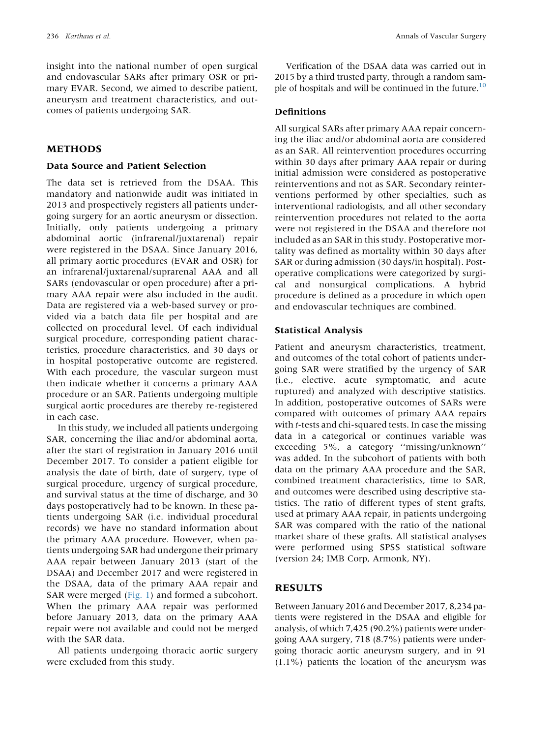insight into the national number of open surgical and endovascular SARs after primary OSR or primary EVAR. Second, we aimed to describe patient, aneurysm and treatment characteristics, and outcomes of patients undergoing SAR.

## METHODS

### Data Source and Patient Selection

The data set is retrieved from the DSAA. This mandatory and nationwide audit was initiated in 2013 and prospectively registers all patients undergoing surgery for an aortic aneurysm or dissection. Initially, only patients undergoing a primary abdominal aortic (infrarenal/juxtarenal) repair were registered in the DSAA. Since January 2016, all primary aortic procedures (EVAR and OSR) for an infrarenal/juxtarenal/suprarenal AAA and all SARs (endovascular or open procedure) after a primary AAA repair were also included in the audit. Data are registered via a web-based survey or provided via a batch data file per hospital and are collected on procedural level. Of each individual surgical procedure, corresponding patient characteristics, procedure characteristics, and 30 days or in hospital postoperative outcome are registered. With each procedure, the vascular surgeon must then indicate whether it concerns a primary AAA procedure or an SAR. Patients undergoing multiple surgical aortic procedures are thereby re-registered in each case.

In this study, we included all patients undergoing SAR, concerning the iliac and/or abdominal aorta, after the start of registration in January 2016 until December 2017. To consider a patient eligible for analysis the date of birth, date of surgery, type of surgical procedure, urgency of surgical procedure, and survival status at the time of discharge, and 30 days postoperatively had to be known. In these patients undergoing SAR (i.e. individual procedural records) we have no standard information about the primary AAA procedure. However, when patients undergoing SAR had undergone their primary AAA repair between January 2013 (start of the DSAA) and December 2017 and were registered in the DSAA, data of the primary AAA repair and SAR were merged (Fig. 1) and formed a subcohort. When the primary AAA repair was performed before January 2013, data on the primary AAA repair were not available and could not be merged with the SAR data.

All patients undergoing thoracic aortic surgery were excluded from this study.

Verification of the DSAA data was carried out in 2015 by a third trusted party, through a random sample of hospitals and will be continued in the future.[10]

### Definitions

All surgical SARs after primary AAA repair concerning the iliac and/or abdominal aorta are considered as an SAR. All reintervention procedures occurring within 30 days after primary AAA repair or during initial admission were considered as postoperative reinterventions and not as SAR. Secondary reinterventions performed by other specialties, such as interventional radiologists, and all other secondary reintervention procedures not related to the aorta were not registered in the DSAA and therefore not included as an SAR in this study. Postoperative mortality was defined as mortality within 30 days after SAR or during admission (30 days/in hospital). Postoperative complications were categorized by surgical and nonsurgical complications. A hybrid procedure is defined as a procedure in which open and endovascular techniques are combined.

### Statistical Analysis

Patient and aneurysm characteristics, treatment, and outcomes of the total cohort of patients undergoing SAR were stratified by the urgency of SAR (i.e., elective, acute symptomatic, and acute ruptured) and analyzed with descriptive statistics. In addition, postoperative outcomes of SARs were compared with outcomes of primary AAA repairs with *t*-tests and chi-squared tests. In case the missing data in a categorical or continues variable was exceeding 5%, a category ''missing/unknown'' was added. In the subcohort of patients with both data on the primary AAA procedure and the SAR, combined treatment characteristics, time to SAR, and outcomes were described using descriptive statistics. The ratio of different types of stent grafts, used at primary AAA repair, in patients undergoing SAR was compared with the ratio of the national market share of these grafts. All statistical analyses were performed using SPSS statistical software (version 24; IMB Corp, Armonk, NY).

## RESULTS

Between January 2016 and December 2017, 8,234 patients were registered in the DSAA and eligible for analysis, of which 7,425 (90.2%) patients were undergoing AAA surgery, 718 (8.7%) patients were undergoing thoracic aortic aneurysm surgery, and in 91 (1.1%) patients the location of the aneurysm was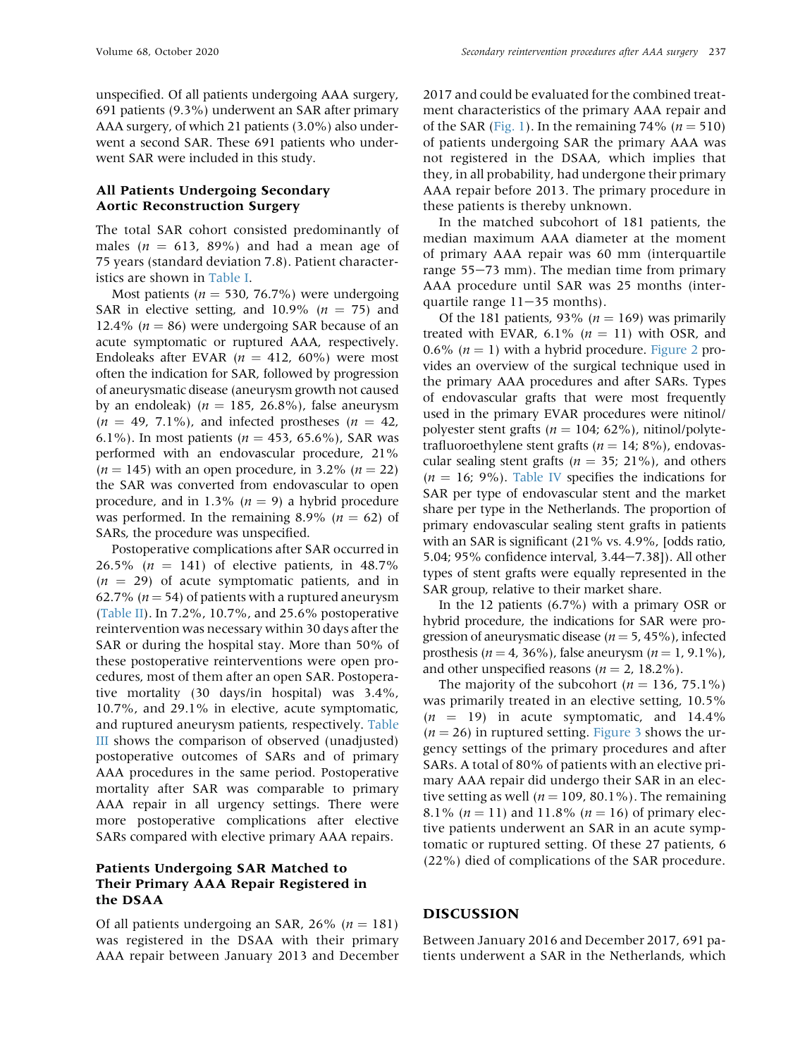unspecified. Of all patients undergoing AAA surgery, 691 patients (9.3%) underwent an SAR after primary AAA surgery, of which 21 patients (3.0%) also underwent a second SAR. These 691 patients who underwent SAR were included in this study.

### All Patients Undergoing Secondary Aortic Reconstruction Surgery

The total SAR cohort consisted predominantly of males ($n$ = 613, 89%) and had a mean age of 75 years (standard deviation 7.8). Patient characteristics are shown in Table I.

Most patients ($n$ = 530, 76.7%) were undergoing SAR in elective setting, and 10.9% ($n$ = 75) and 12.4% ($n$ = 86) were undergoing SAR because of an acute symptomatic or ruptured AAA, respectively. Endoleaks after EVAR ($n$ = 412, 60%) were most often the indication for SAR, followed by progression of aneurysmatic disease (aneurysm growth not caused by an endoleak) ($n$ = 185, 26.8%), false aneurysm ($n$ = 49, 7.1%), and infected prostheses ($n$ = 42, 6.1%). In most patients ($n$ = 453, 65.6%), SAR was performed with an endovascular procedure, 21% ($n$ = 145) with an open procedure, in 3.2% ($n$ = 22) the SAR was converted from endovascular to open procedure, and in 1.3% ($n$ = 9) a hybrid procedure was performed. In the remaining 8.9% ($n$ = 62) of SARs, the procedure was unspecified.

Postoperative complications after SAR occurred in 26.5% ($n$ = 141) of elective patients, in 48.7% ($n$ = 29) of acute symptomatic patients, and in 62.7% ($n$ = 54) of patients with a ruptured aneurysm (Table II). In 7.2%, 10.7%, and 25.6% postoperative reintervention was necessary within 30 days after the SAR or during the hospital stay. More than 50% of these postoperative reinterventions were open procedures, most of them after an open SAR. Postoperative mortality (30 days/in hospital) was 3.4%, 10.7%, and 29.1% in elective, acute symptomatic, and ruptured aneurysm patients, respectively. Table III shows the comparison of observed (unadjusted) postoperative outcomes of SARs and of primary AAA procedures in the same period. Postoperative mortality after SAR was comparable to primary AAA repair in all urgency settings. There were more postoperative complications after elective SARs compared with elective primary AAA repairs.

### Patients Undergoing SAR Matched to Their Primary AAA Repair Registered in the DSAA

Of all patients undergoing an SAR, 26% ($n$ = 181) was registered in the DSAA with their primary AAA repair between January 2013 and December 2017 and could be evaluated for the combined treatment characteristics of the primary AAA repair and of the SAR (Fig. 1). In the remaining 74% ($n$ = 510) of patients undergoing SAR the primary AAA was not registered in the DSAA, which implies that they, in all probability, had undergone their primary AAA repair before 2013. The primary procedure in these patients is thereby unknown.

In the matched subcohort of 181 patients, the median maximum AAA diameter at the moment of primary AAA repair was 60 mm (interquartile range 55–73 mm). The median time from primary AAA procedure until SAR was 25 months (interquartile range 11–35 months).

Of the 181 patients, 93% ($n$ = 169) was primarily treated with EVAR, 6.1% ($n$ = 11) with OSR, and 0.6% ($n$ = 1) with a hybrid procedure. Figure 2 provides an overview of the surgical technique used in the primary AAA procedures and after SARs. Types of endovascular grafts that were most frequently used in the primary EVAR procedures were nitinol/polyester stent grafts ($n$ = 104; 62%), nitinol/polytetrafluoroethylene stent grafts ($n$ = 14; 8%), endovascular sealing stent grafts ($n$ = 35; 21%), and others ($n$ = 16; 9%). Table IV specifies the indications for SAR per type of endovascular stent and the market share per type in the Netherlands. The proportion of primary endovascular sealing stent grafts in patients with an SAR is significant (21% vs. 4.9%, [odds ratio, 5.04; 95% confidence interval, 3.44–7.38]). All other types of stent grafts were equally represented in the SAR group, relative to their market share.

In the 12 patients (6.7%) with a primary OSR or hybrid procedure, the indications for SAR were progression of aneurysmatic disease ($n$ = 5, 45%), infected prosthesis ($n$ = 4, 36%), false aneurysm ($n$ = 1, 9.1%), and other unspecified reasons ($n$ = 2, 18.2%).

The majority of the subcohort ($n$ = 136, 75.1%) was primarily treated in an elective setting, 10.5% ($n$ = 19) in acute symptomatic, and 14.4% ($n$ = 26) in ruptured setting. Figure 3 shows the urgency settings of the primary procedures and after SARs. A total of 80% of patients with an elective primary AAA repair did undergo their SAR in an elective setting as well ($n$ = 109, 80.1%). The remaining 8.1% ($n$ = 11) and 11.8% ($n$ = 16) of primary elective patients underwent an SAR in an acute symptomatic or ruptured setting. Of these 27 patients, 6 (22%) died of complications of the SAR procedure.

## DISCUSSION

Between January 2016 and December 2017, 691 patients underwent a SAR in the Netherlands, which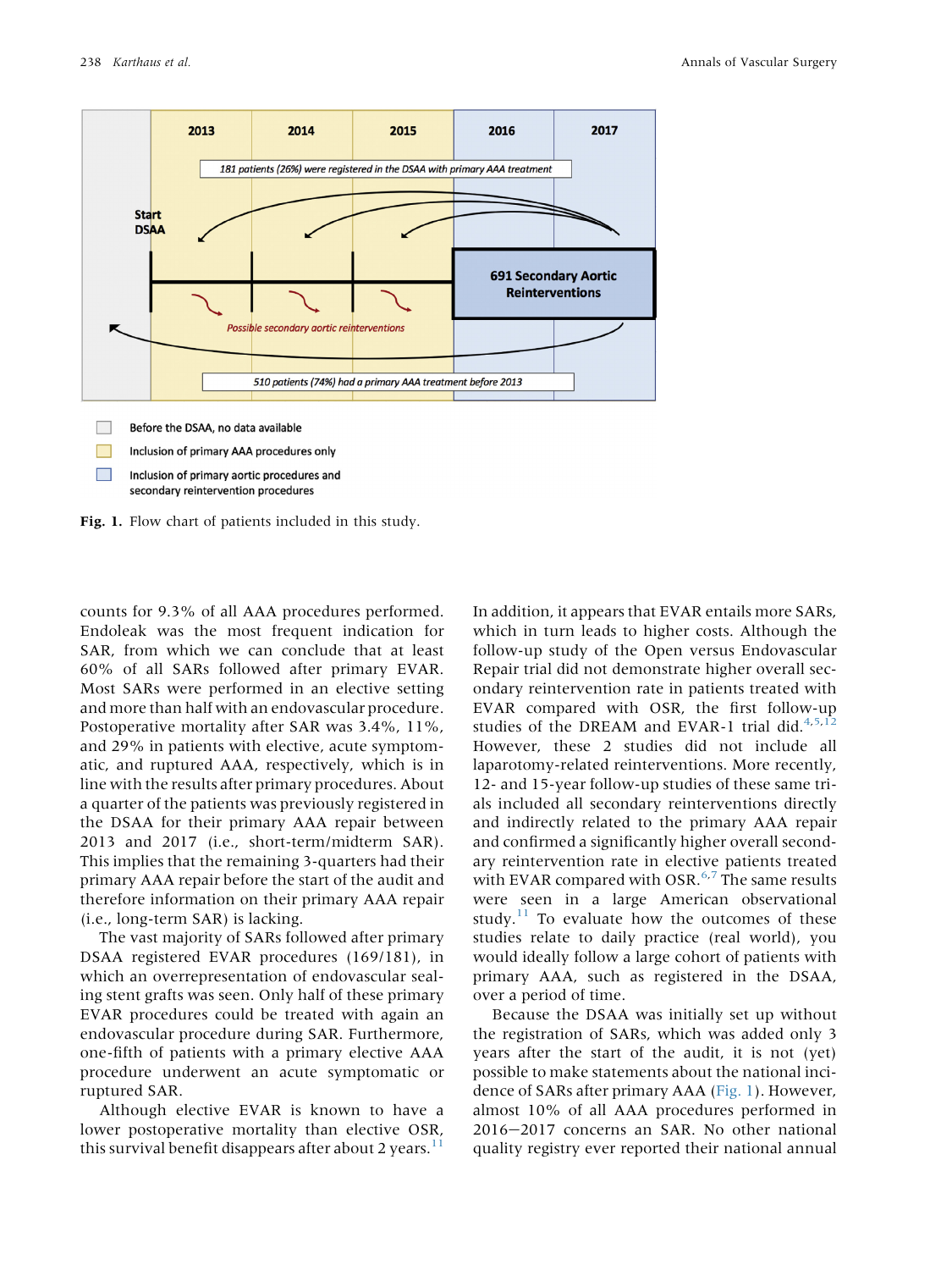**Fig. 1.** Flow chart of patients included in this study.

counts for 9.3% of all AAA procedures performed. Endoleak was the most frequent indication for SAR, from which we can conclude that at least 60% of all SARs followed after primary EVAR. Most SARs were performed in an elective setting and more than half with an endovascular procedure. Postoperative mortality after SAR was 3.4%, 11%, and 29% in patients with elective, acute symptomatic, and ruptured AAA, respectively, which is in line with the results after primary procedures. About a quarter of the patients was previously registered in the DSAA for their primary AAA repair between 2013 and 2017 (i.e., short-term/midterm SAR). This implies that the remaining 3-quarters had their primary AAA repair before the start of the audit and therefore information on their primary AAA repair (i.e., long-term SAR) is lacking.

The vast majority of SARs followed after primary DSAA registered EVAR procedures (169/181), in which an overrepresentation of endovascular sealing stent grafts was seen. Only half of these primary EVAR procedures could be treated with again an endovascular procedure during SAR. Furthermore, one-fifth of patients with a primary elective AAA procedure underwent an acute symptomatic or ruptured SAR.

Although elective EVAR is known to have a lower postoperative mortality than elective OSR, this survival benefit disappears after about 2 years.[11] In addition, it appears that EVAR entails more SARs, which in turn leads to higher costs. Although the follow-up study of the Open versus Endovascular Repair trial did not demonstrate higher overall secondary reintervention rate in patients treated with EVAR compared with OSR, the first follow-up studies of the DREAM and EVAR-1 trial did.[4,5,12] However, these 2 studies did not include all laparotomy-related reinterventions. More recently, 12- and 15-year follow-up studies of these same trials included all secondary reinterventions directly and indirectly related to the primary AAA repair and confirmed a significantly higher overall secondary reintervention rate in elective patients treated with EVAR compared with OSR.[6,7] The same results were seen in a large American observational study.[11] To evaluate how the outcomes of these studies relate to daily practice (real world), you would ideally follow a large cohort of patients with primary AAA, such as registered in the DSAA, over a period of time.

Because the DSAA was initially set up without the registration of SARs, which was added only 3 years after the start of the audit, it is not (yet) possible to make statements about the national incidence of SARs after primary AAA (Fig. 1). However, almost 10% of all AAA procedures performed in 2016–2017 concerns an SAR. No other national quality registry ever reported their national annual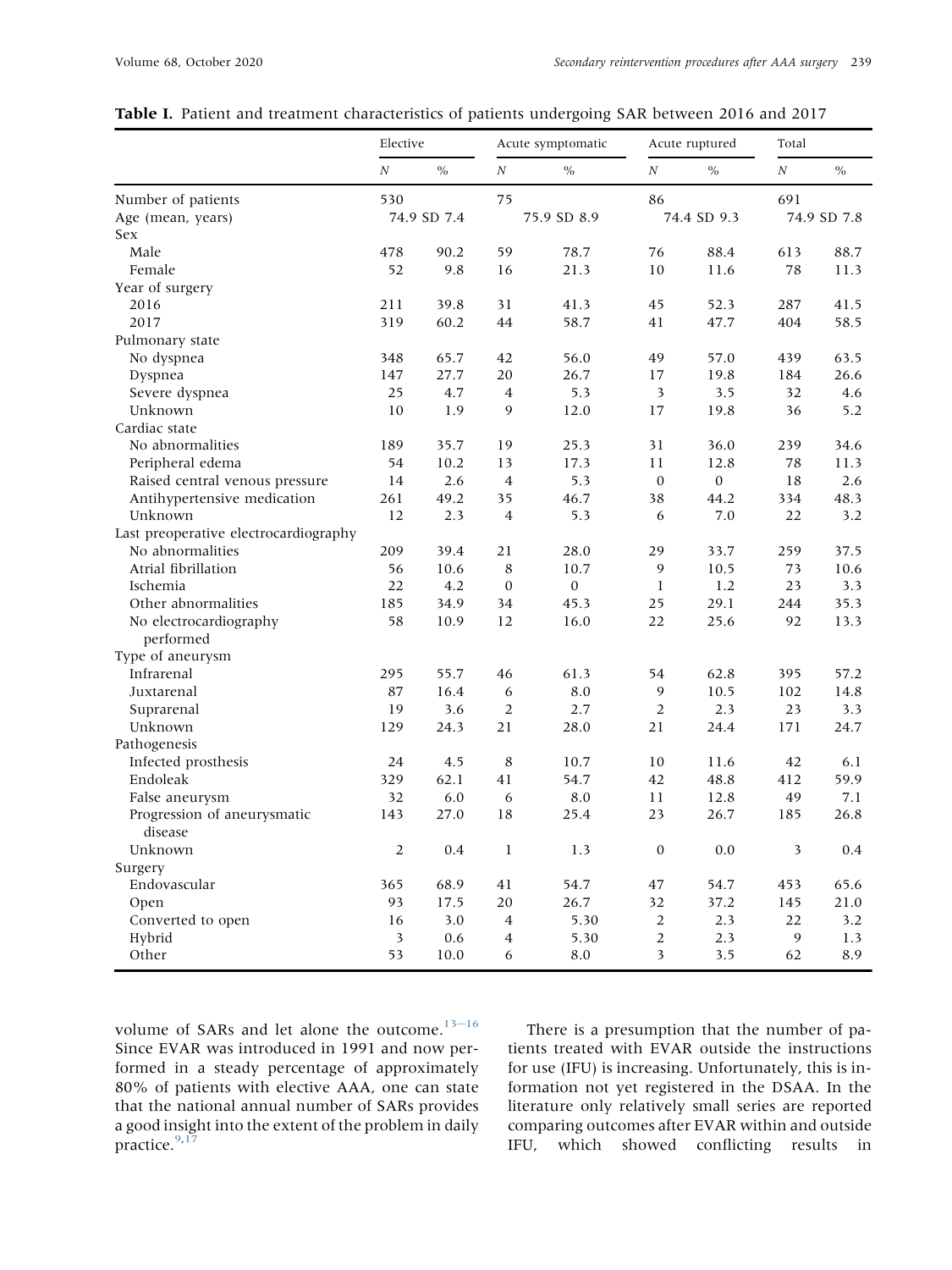**Table I.** Patient and treatment characteristics of patients undergoing SAR between 2016 and 2017

| | Elective | | Acute symptomatic | | Acute ruptured | | Total | |
|---|---|---|---|---|---|---|---|---|
| | *N* | % | *N* | % | *N* | % | *N* | % |
| Number of patients | 530 | | 75 | | 86 | | 691 | |
| Age (mean, years) | 74.9 SD 7.4 | | 75.9 SD 8.9 | | 74.4 SD 9.3 | | 74.9 SD 7.8 | |
| Sex | | | | | | | | |
| Male | 478 | 90.2 | 59 | 78.7 | 76 | 88.4 | 613 | 88.7 |
| Female | 52 | 9.8 | 16 | 21.3 | 10 | 11.6 | 78 | 11.3 |
| Year of surgery | | | | | | | | |
| 2016 | 211 | 39.8 | 31 | 41.3 | 45 | 52.3 | 287 | 41.5 |
| 2017 | 319 | 60.2 | 44 | 58.7 | 41 | 47.7 | 404 | 58.5 |
| Pulmonary state | | | | | | | | |
| No dyspnea | 348 | 65.7 | 42 | 56.0 | 49 | 57.0 | 439 | 63.5 |
| Dyspnea | 147 | 27.7 | 20 | 26.7 | 17 | 19.8 | 184 | 26.6 |
| Severe dyspnea | 25 | 4.7 | 4 | 5.3 | 3 | 3.5 | 32 | 4.6 |
| Unknown | 10 | 1.9 | 9 | 12.0 | 17 | 19.8 | 36 | 5.2 |
| Cardiac state | | | | | | | | |
| No abnormalities | 189 | 35.7 | 19 | 25.3 | 31 | 36.0 | 239 | 34.6 |
| Peripheral edema | 54 | 10.2 | 13 | 17.3 | 11 | 12.8 | 78 | 11.3 |
| Raised central venous pressure | 14 | 2.6 | 4 | 5.3 | 0 | 0 | 18 | 2.6 |
| Antihypertensive medication | 261 | 49.2 | 35 | 46.7 | 38 | 44.2 | 334 | 48.3 |
| Unknown | 12 | 2.3 | 4 | 5.3 | 6 | 7.0 | 22 | 3.2 |
| Last preoperative electrocardiography | | | | | | | | |
| No abnormalities | 209 | 39.4 | 21 | 28.0 | 29 | 33.7 | 259 | 37.5 |
| Atrial fibrillation | 56 | 10.6 | 8 | 10.7 | 9 | 10.5 | 73 | 10.6 |
| Ischemia | 22 | 4.2 | 0 | 0 | 1 | 1.2 | 23 | 3.3 |
| Other abnormalities | 185 | 34.9 | 34 | 45.3 | 25 | 29.1 | 244 | 35.3 |
| No electrocardiography performed | 58 | 10.9 | 12 | 16.0 | 22 | 25.6 | 92 | 13.3 |
| Type of aneurysm | | | | | | | | |
| Infrarenal | 295 | 55.7 | 46 | 61.3 | 54 | 62.8 | 395 | 57.2 |
| Juxtarenal | 87 | 16.4 | 6 | 8.0 | 9 | 10.5 | 102 | 14.8 |
| Suprarenal | 19 | 3.6 | 2 | 2.7 | 2 | 2.3 | 23 | 3.3 |
| Unknown | 129 | 24.3 | 21 | 28.0 | 21 | 24.4 | 171 | 24.7 |
| Pathogenesis | | | | | | | | |
| Infected prosthesis | 24 | 4.5 | 8 | 10.7 | 10 | 11.6 | 42 | 6.1 |
| Endoleak | 329 | 62.1 | 41 | 54.7 | 42 | 48.8 | 412 | 59.9 |
| False aneurysm | 32 | 6.0 | 6 | 8.0 | 11 | 12.8 | 49 | 7.1 |
| Progression of aneurysmatic disease | 143 | 27.0 | 18 | 25.4 | 23 | 26.7 | 185 | 26.8 |
| Unknown | 2 | 0.4 | 1 | 1.3 | 0 | 0.0 | 3 | 0.4 |
| Surgery | | | | | | | | |
| Endovascular | 365 | 68.9 | 41 | 54.7 | 47 | 54.7 | 453 | 65.6 |
| Open | 93 | 17.5 | 20 | 26.7 | 32 | 37.2 | 145 | 21.0 |
| Converted to open | 16 | 3.0 | 4 | 5.30 | 2 | 2.3 | 22 | 3.2 |
| Hybrid | 3 | 0.6 | 4 | 5.30 | 2 | 2.3 | 9 | 1.3 |
| Other | 53 | 10.0 | 6 | 8.0 | 3 | 3.5 | 62 | 8.9 |

volume of SARs and let alone the outcome.[13–16] Since EVAR was introduced in 1991 and now performed in a steady percentage of approximately 80% of patients with elective AAA, one can state that the national annual number of SARs provides a good insight into the extent of the problem in daily practice.[9,17]

There is a presumption that the number of patients treated with EVAR outside the instructions for use (IFU) is increasing. Unfortunately, this is information not yet registered in the DSAA. In the literature only relatively small series are reported comparing outcomes after EVAR within and outside IFU, which showed conflicting results in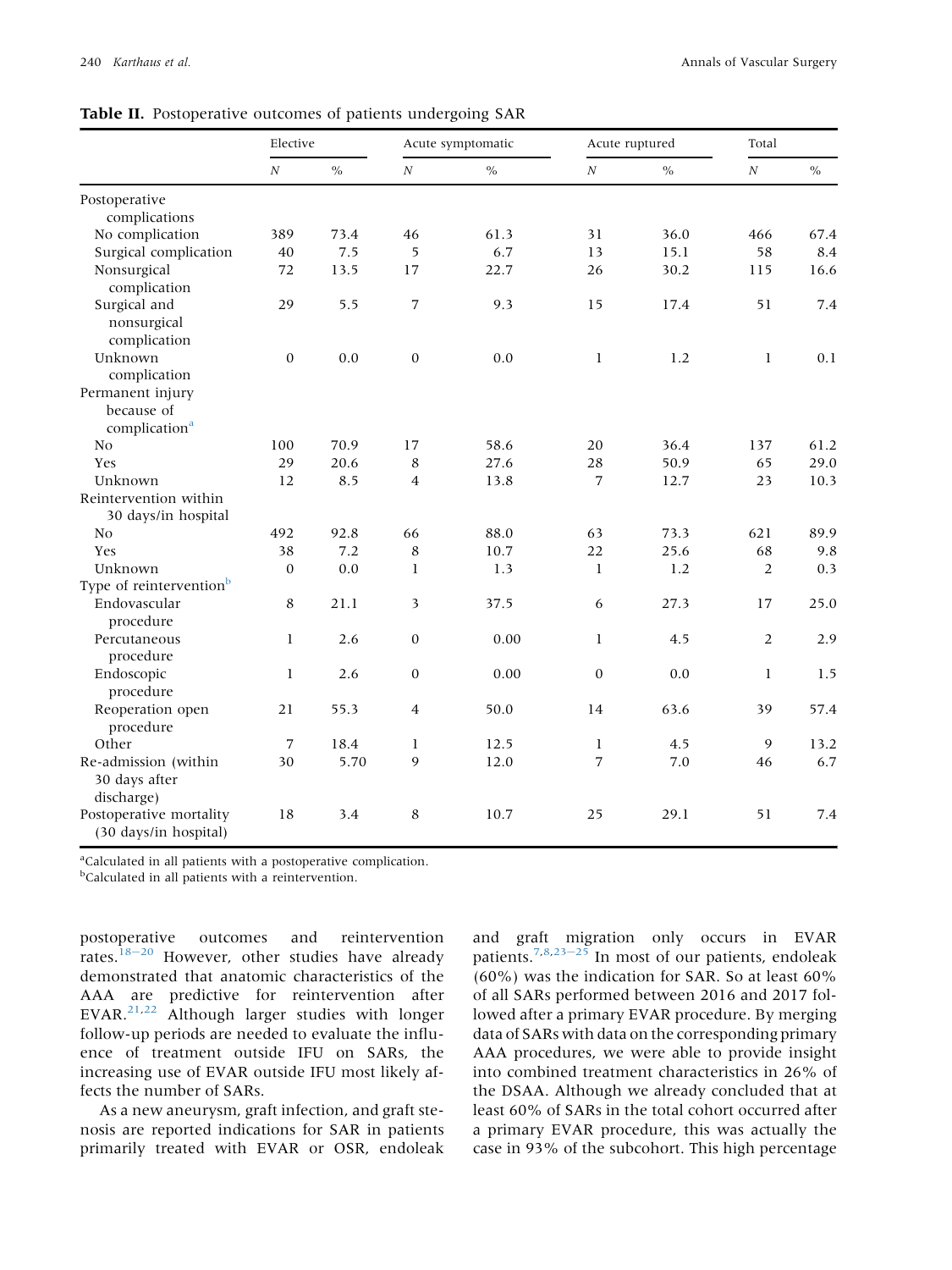**Table II.** Postoperative outcomes of patients undergoing SAR

| | Elective | | Acute symptomatic | | Acute ruptured | | Total | |
|---|---|---|---|---|---|---|---|---|
| | N | % | N | % | N | % | N | % |
| Postoperative complications | | | | | | | | |
| No complication | 389 | 73.4 | 46 | 61.3 | 31 | 36.0 | 466 | 67.4 |
| Surgical complication | 40 | 7.5 | 5 | 6.7 | 13 | 15.1 | 58 | 8.4 |
| Nonsurgical complication | 72 | 13.5 | 17 | 22.7 | 26 | 30.2 | 115 | 16.6 |
| Surgical and nonsurgical complication | 29 | 5.5 | 7 | 9.3 | 15 | 17.4 | 51 | 7.4 |
| Unknown complication | 0 | 0.0 | 0 | 0.0 | 1 | 1.2 | 1 | 0.1 |
| Permanent injury because of complication[a] | | | | | | | | |
| No | 100 | 70.9 | 17 | 58.6 | 20 | 36.4 | 137 | 61.2 |
| Yes | 29 | 20.6 | 8 | 27.6 | 28 | 50.9 | 65 | 29.0 |
| Unknown | 12 | 8.5 | 4 | 13.8 | 7 | 12.7 | 23 | 10.3 |
| Reintervention within 30 days/in hospital | | | | | | | | |
| No | 492 | 92.8 | 66 | 88.0 | 63 | 73.3 | 621 | 89.9 |
| Yes | 38 | 7.2 | 8 | 10.7 | 22 | 25.6 | 68 | 9.8 |
| Unknown | 0 | 0.0 | 1 | 1.3 | 1 | 1.2 | 2 | 0.3 |
| Type of reintervention[b] | | | | | | | | |
| Endovascular procedure | 8 | 21.1 | 3 | 37.5 | 6 | 27.3 | 17 | 25.0 |
| Percutaneous procedure | 1 | 2.6 | 0 | 0.00 | 1 | 4.5 | 2 | 2.9 |
| Endoscopic procedure | 1 | 2.6 | 0 | 0.00 | 0 | 0.0 | 1 | 1.5 |
| Reoperation open procedure | 21 | 55.3 | 4 | 50.0 | 14 | 63.6 | 39 | 57.4 |
| Other | 7 | 18.4 | 1 | 12.5 | 1 | 4.5 | 9 | 13.2 |
| Re-admission (within 30 days after discharge) | 30 | 5.70 | 9 | 12.0 | 7 | 7.0 | 46 | 6.7 |
| Postoperative mortality (30 days/in hospital) | 18 | 3.4 | 8 | 10.7 | 25 | 29.1 | 51 | 7.4 |

[a]Calculated in all patients with a postoperative complication.
[b]Calculated in all patients with a reintervention.

postoperative outcomes and reintervention rates.[18–20] However, other studies have already demonstrated that anatomic characteristics of the AAA are predictive for reintervention after EVAR.[21,22] Although larger studies with longer follow-up periods are needed to evaluate the influence of treatment outside IFU on SARs, the increasing use of EVAR outside IFU most likely affects the number of SARs.

As a new aneurysm, graft infection, and graft stenosis are reported indications for SAR in patients primarily treated with EVAR or OSR, endoleak and graft migration only occurs in EVAR patients.[7,8,23–25] In most of our patients, endoleak (60%) was the indication for SAR. So at least 60% of all SARs performed between 2016 and 2017 followed after a primary EVAR procedure. By merging data of SARs with data on the corresponding primary AAA procedures, we were able to provide insight into combined treatment characteristics in 26% of the DSAA. Although we already concluded that at least 60% of SARs in the total cohort occurred after a primary EVAR procedure, this was actually the case in 93% of the subcohort. This high percentage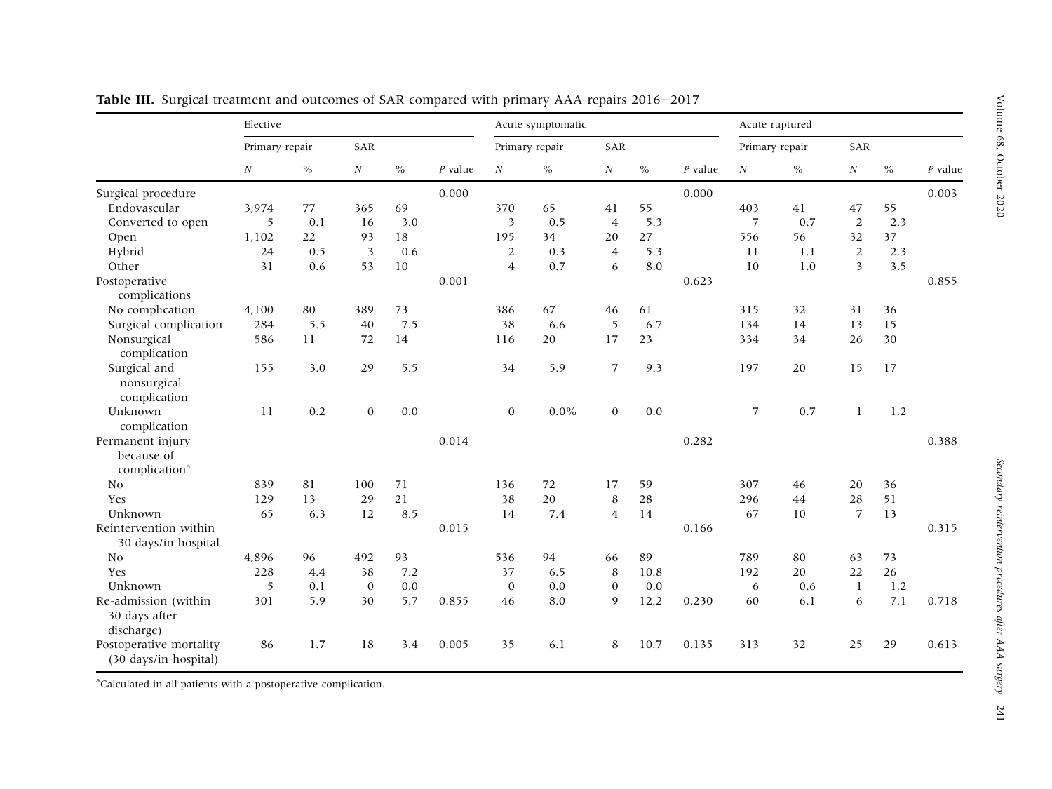**Table III.** Surgical treatment and outcomes of SAR compared with primary AAA repairs 2016−2017

| | Elective | | | | | Acute symptomatic | | | | | Acute ruptured | | | | |
|---|---|---|---|---|---|---|---|---|---|---|---|---|---|---|---|
| | Primary repair | | SAR | | | Primary repair | | SAR | | | Primary repair | | SAR | | |
| | *N* | % | *N* | % | *P* value | *N* | % | *N* | % | *P* value | *N* | % | *N* | % | *P* value |
| Surgical procedure | | | | | 0.000 | | | | | 0.000 | | | | | 0.003 |
| Endovascular | 3,974 | 77 | 365 | 69 | | 370 | 65 | 41 | 55 | | 403 | 41 | 47 | 55 | |
| Converted to open | 5 | 0.1 | 16 | 3.0 | | 3 | 0.5 | 4 | 5.3 | | 7 | 0.7 | 2 | 2.3 | |
| Open | 1,102 | 22 | 93 | 18 | | 195 | 34 | 20 | 27 | | 556 | 56 | 32 | 37 | |
| Hybrid | 24 | 0.5 | 3 | 0.6 | | 2 | 0.3 | 4 | 5.3 | | 11 | 1.1 | 2 | 2.3 | |
| Other | 31 | 0.6 | 53 | 10 | | 4 | 0.7 | 6 | 8.0 | | 10 | 1.0 | 3 | 3.5 | |
| Postoperative complications | | | | | 0.001 | | | | | 0.623 | | | | | 0.855 |
| No complication | 4,100 | 80 | 389 | 73 | | 386 | 67 | 46 | 61 | | 315 | 32 | 31 | 36 | |
| Surgical complication | 284 | 5.5 | 40 | 7.5 | | 38 | 6.6 | 5 | 6.7 | | 134 | 14 | 13 | 15 | |
| Nonsurgical complication | 586 | 11 | 72 | 14 | | 116 | 20 | 17 | 23 | | 334 | 34 | 26 | 30 | |
| Surgical and nonsurgical complication | 155 | 3.0 | 29 | 5.5 | | 34 | 5.9 | 7 | 9.3 | | 197 | 20 | 15 | 17 | |
| Unknown complication | 11 | 0.2 | 0 | 0.0 | | 0 | 0.0% | 0 | 0.0 | | 7 | 0.7 | 1 | 1.2 | |
| Permanent injury because of complication[a] | | | | | 0.014 | | | | | 0.282 | | | | | 0.388 |
| No | 839 | 81 | 100 | 71 | | 136 | 72 | 17 | 59 | | 307 | 46 | 20 | 36 | |
| Yes | 129 | 13 | 29 | 21 | | 38 | 20 | 8 | 28 | | 296 | 44 | 28 | 51 | |
| Unknown | 65 | 6.3 | 12 | 8.5 | | 14 | 7.4 | 4 | 14 | | 67 | 10 | 7 | 13 | |
| Reintervention within 30 days/in hospital | | | | | 0.015 | | | | | 0.166 | | | | | 0.315 |
| No | 4,896 | 96 | 492 | 93 | | 536 | 94 | 66 | 89 | | 789 | 80 | 63 | 73 | |
| Yes | 228 | 4.4 | 38 | 7.2 | | 37 | 6.5 | 8 | 10.8 | | 192 | 20 | 22 | 26 | |
| Unknown | 5 | 0.1 | 0 | 0.0 | | 0 | 0.0 | 0 | 0.0 | | 6 | 0.6 | 1 | 1.2 | |
| Re-admission (within 30 days after discharge) | 301 | 5.9 | 30 | 5.7 | 0.855 | 46 | 8.0 | 9 | 12.2 | 0.230 | 60 | 6.1 | 6 | 7.1 | 0.718 |
| Postoperative mortality (30 days/in hospital) | 86 | 1.7 | 18 | 3.4 | 0.005 | 35 | 6.1 | 8 | 10.7 | 0.135 | 313 | 32 | 25 | 29 | 0.613 |

[a]Calculated in all patients with a postoperative complication.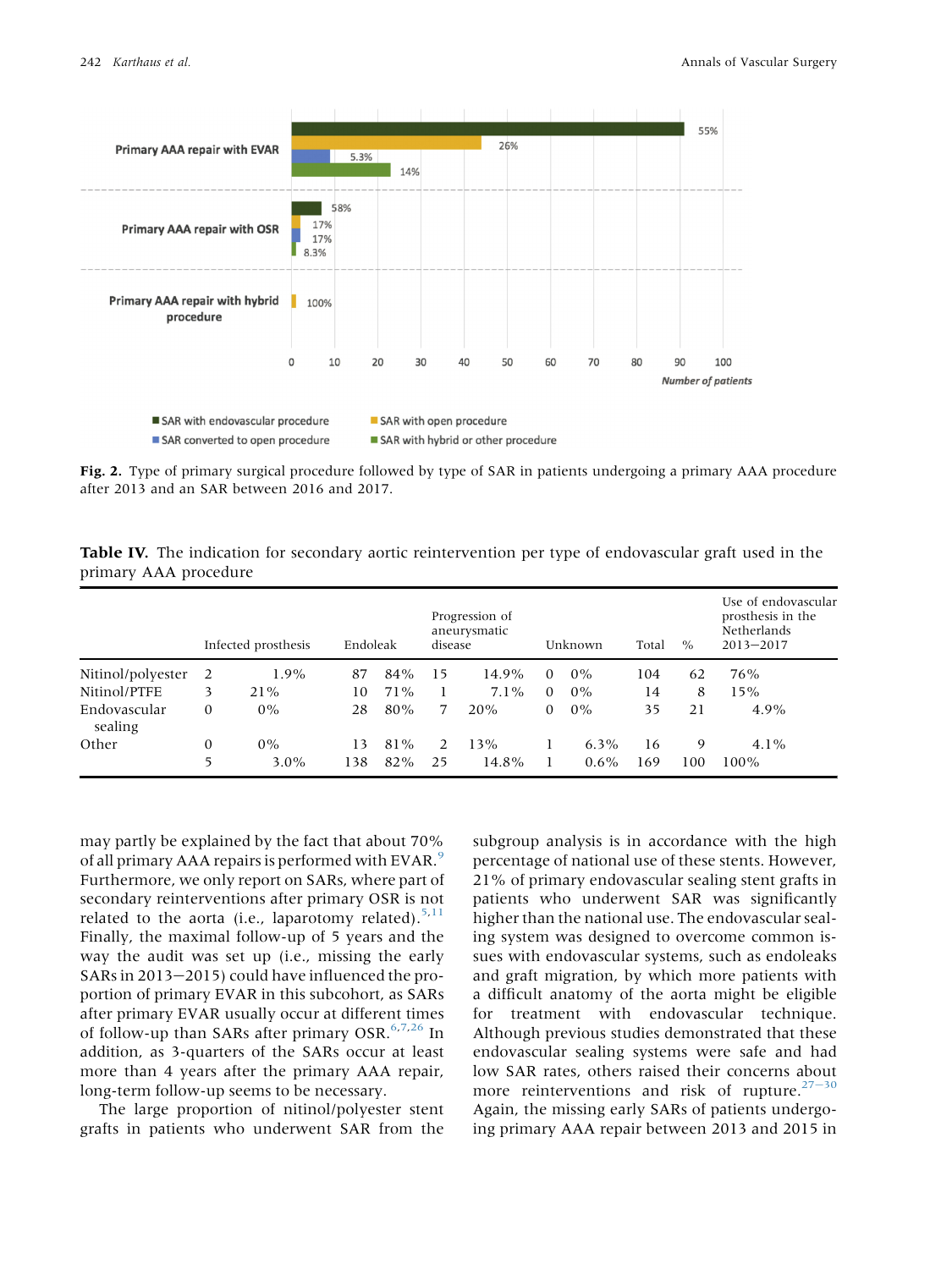Fig. 2. Type of primary surgical procedure followed by type of SAR in patients undergoing a primary AAA procedure after 2013 and an SAR between 2016 and 2017.

**Table IV.** The indication for secondary aortic reintervention per type of endovascular graft used in the primary AAA procedure

| | Infected prosthesis | | Endoleak | | Progression of aneurysmatic disease | | Unknown | | Total | % | Use of endovascular prosthesis in the Netherlands 2013–2017 |
|---|---|---|---|---|---|---|---|---|---|---|---|
| Nitinol/polyester | 2 | 1.9% | 87 | 84% | 15 | 14.9% | 0 | 0% | 104 | 62 | 76% |
| Nitinol/PTFE | 3 | 21% | 10 | 71% | 1 | 7.1% | 0 | 0% | 14 | 8 | 15% |
| Endovascular sealing | 0 | 0% | 28 | 80% | 7 | 20% | 0 | 0% | 35 | 21 | 4.9% |
| Other | 0 | 0% | 13 | 81% | 2 | 13% | 1 | 6.3% | 16 | 9 | 4.1% |
| | 5 | 3.0% | 138 | 82% | 25 | 14.8% | 1 | 0.6% | 169 | 100 | 100% |

may partly be explained by the fact that about 70% of all primary AAA repairs is performed with EVAR.[9] Furthermore, we only report on SARs, where part of secondary reinterventions after primary OSR is not related to the aorta (i.e., laparotomy related).[5,11] Finally, the maximal follow-up of 5 years and the way the audit was set up (i.e., missing the early SARs in 2013–2015) could have influenced the proportion of primary EVAR in this subcohort, as SARs after primary EVAR usually occur at different times of follow-up than SARs after primary OSR.[6,7,26] In addition, as 3-quarters of the SARs occur at least more than 4 years after the primary AAA repair, long-term follow-up seems to be necessary.

The large proportion of nitinol/polyester stent grafts in patients who underwent SAR from the subgroup analysis is in accordance with the high percentage of national use of these stents. However, 21% of primary endovascular sealing stent grafts in patients who underwent SAR was significantly higher than the national use. The endovascular sealing system was designed to overcome common issues with endovascular systems, such as endoleaks and graft migration, by which more patients with a difficult anatomy of the aorta might be eligible for treatment with endovascular technique. Although previous studies demonstrated that these endovascular sealing systems were safe and had low SAR rates, others raised their concerns about more reinterventions and risk of rupture.[27–30] Again, the missing early SARs of patients undergoing primary AAA repair between 2013 and 2015 in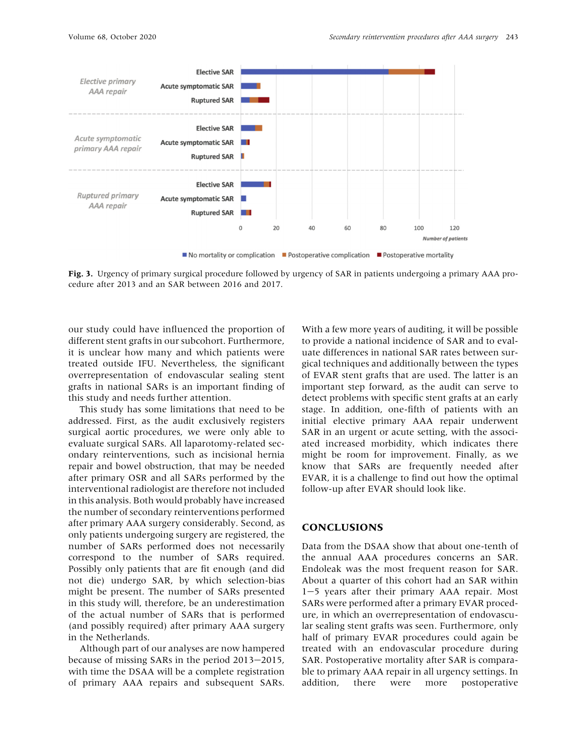**Fig. 3.** Urgency of primary surgical procedure followed by urgency of SAR in patients undergoing a primary AAA procedure after 2013 and an SAR between 2016 and 2017.

our study could have influenced the proportion of different stent grafts in our subcohort. Furthermore, it is unclear how many and which patients were treated outside IFU. Nevertheless, the significant overrepresentation of endovascular sealing stent grafts in national SARs is an important finding of this study and needs further attention.

This study has some limitations that need to be addressed. First, as the audit exclusively registers surgical aortic procedures, we were only able to evaluate surgical SARs. All laparotomy-related secondary reinterventions, such as incisional hernia repair and bowel obstruction, that may be needed after primary OSR and all SARs performed by the interventional radiologist are therefore not included in this analysis. Both would probably have increased the number of secondary reinterventions performed after primary AAA surgery considerably. Second, as only patients undergoing surgery are registered, the number of SARs performed does not necessarily correspond to the number of SARs required. Possibly only patients that are fit enough (and did not die) undergo SAR, by which selection-bias might be present. The number of SARs presented in this study will, therefore, be an underestimation of the actual number of SARs that is performed (and possibly required) after primary AAA surgery in the Netherlands.

Although part of our analyses are now hampered because of missing SARs in the period 2013–2015, with time the DSAA will be a complete registration of primary AAA repairs and subsequent SARs. With a few more years of auditing, it will be possible to provide a national incidence of SAR and to evaluate differences in national SAR rates between surgical techniques and additionally between the types of EVAR stent grafts that are used. The latter is an important step forward, as the audit can serve to detect problems with specific stent grafts at an early stage. In addition, one-fifth of patients with an initial elective primary AAA repair underwent SAR in an urgent or acute setting, with the associated increased morbidity, which indicates there might be room for improvement. Finally, as we know that SARs are frequently needed after EVAR, it is a challenge to find out how the optimal follow-up after EVAR should look like.

## CONCLUSIONS

Data from the DSAA show that about one-tenth of the annual AAA procedures concerns an SAR. Endoleak was the most frequent reason for SAR. About a quarter of this cohort had an SAR within 1–5 years after their primary AAA repair. Most SARs were performed after a primary EVAR procedure, in which an overrepresentation of endovascular sealing stent grafts was seen. Furthermore, only half of primary EVAR procedures could again be treated with an endovascular procedure during SAR. Postoperative mortality after SAR is comparable to primary AAA repair in all urgency settings. In addition, there were more postoperative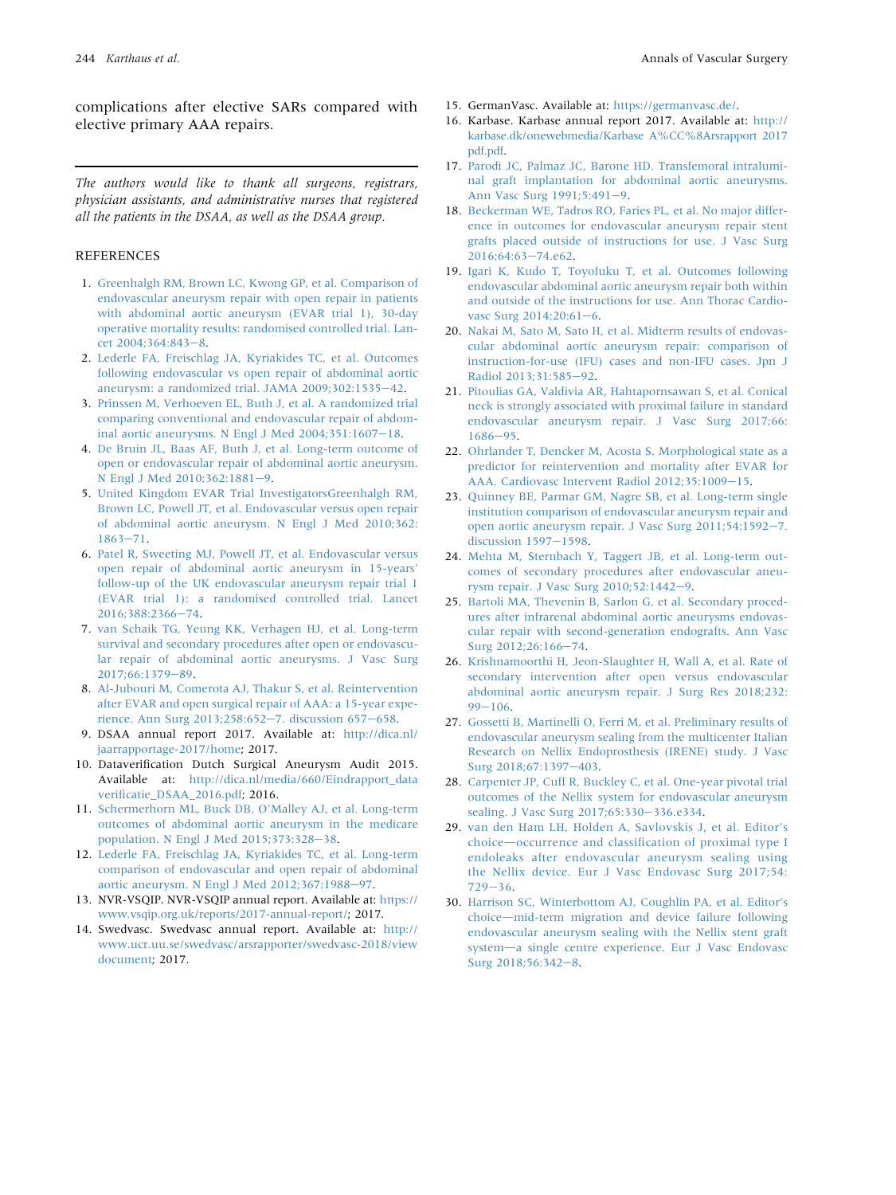complications after elective SARs compared with elective primary AAA repairs.

*The authors would like to thank all surgeons, registrars, physician assistants, and administrative nurses that registered all the patients in the DSAA, as well as the DSAA group.*

## REFERENCES

1. Greenhalgh RM, Brown LC, Kwong GP, et al. Comparison of endovascular aneurysm repair with open repair in patients with abdominal aortic aneurysm (EVAR trial 1), 30-day operative mortality results: randomised controlled trial. Lancet 2004;364:843–8.
2. Lederle FA, Freischlag JA, Kyriakides TC, et al. Outcomes following endovascular vs open repair of abdominal aortic aneurysm: a randomized trial. JAMA 2009;302:1535–42.
3. Prinssen M, Verhoeven EL, Buth J, et al. A randomized trial comparing conventional and endovascular repair of abdominal aortic aneurysms. N Engl J Med 2004;351:1607–18.
4. De Bruin JL, Baas AF, Buth J, et al. Long-term outcome of open or endovascular repair of abdominal aortic aneurysm. N Engl J Med 2010;362:1881–9.
5. United Kingdom EVAR Trial InvestigatorsGreenhalgh RM, Brown LC, Powell JT, et al. Endovascular versus open repair of abdominal aortic aneurysm. N Engl J Med 2010;362: 1863–71.
6. Patel R, Sweeting MJ, Powell JT, et al. Endovascular versus open repair of abdominal aortic aneurysm in 15-years' follow-up of the UK endovascular aneurysm repair trial 1 (EVAR trial 1): a randomised controlled trial. Lancet 2016;388:2366–74.
7. van Schaik TG, Yeung KK, Verhagen HJ, et al. Long-term survival and secondary procedures after open or endovascular repair of abdominal aortic aneurysms. J Vasc Surg 2017;66:1379–89.
8. Al-Jubouri M, Comerota AJ, Thakur S, et al. Reintervention after EVAR and open surgical repair of AAA: a 15-year experience. Ann Surg 2013;258:652–7. discussion 657–658.
9. DSAA annual report 2017. Available at: http://dica.nl/jaarrapportage-2017/home; 2017.
10. Dataverification Dutch Surgical Aneurysm Audit 2015. Available at: http://dica.nl/media/660/Eindrapport_dataverificatie_DSAA_2016.pdf; 2016.
11. Schermerhorn ML, Buck DB, O'Malley AJ, et al. Long-term outcomes of abdominal aortic aneurysm in the medicare population. N Engl J Med 2015;373:328–38.
12. Lederle FA, Freischlag JA, Kyriakides TC, et al. Long-term comparison of endovascular and open repair of abdominal aortic aneurysm. N Engl J Med 2012;367:1988–97.
13. NVR-VSQIP. NVR-VSQIP annual report. Available at: https://www.vsqip.org.uk/reports/2017-annual-report/; 2017.
14. Swedvasc. Swedvasc annual report. Available at: http://www.ucr.uu.se/swedvasc/arsrapporter/swedvasc-2018/viewdocument; 2017.
15. GermanVasc. Available at: https://germanvasc.de/.
16. Karbase. Karbase annual report 2017. Available at: http://karbase.dk/onewebmedia/Karbase A%CC%8Arsrapport 2017 pdf.pdf.
17. Parodi JC, Palmaz JC, Barone HD. Transfemoral intraluminal graft implantation for abdominal aortic aneurysms. Ann Vasc Surg 1991;5:491–9.
18. Beckerman WE, Tadros RO, Faries PL, et al. No major difference in outcomes for endovascular aneurysm repair stent grafts placed outside of instructions for use. J Vasc Surg 2016;64:63–74.e62.
19. Igari K, Kudo T, Toyofuku T, et al. Outcomes following endovascular abdominal aortic aneurysm repair both within and outside of the instructions for use. Ann Thorac Cardiovasc Surg 2014;20:61–6.
20. Nakai M, Sato M, Sato H, et al. Midterm results of endovascular abdominal aortic aneurysm repair: comparison of instruction-for-use (IFU) cases and non-IFU cases. Jpn J Radiol 2013;31:585–92.
21. Pitoulias GA, Valdivia AR, Hahtapornsawan S, et al. Conical neck is strongly associated with proximal failure in standard endovascular aneurysm repair. J Vasc Surg 2017;66: 1686–95.
22. Ohrlander T, Dencker M, Acosta S. Morphological state as a predictor for reintervention and mortality after EVAR for AAA. Cardiovasc Intervent Radiol 2012;35:1009–15.
23. Quinney BE, Parmar GM, Nagre SB, et al. Long-term single institution comparison of endovascular aneurysm repair and open aortic aneurysm repair. J Vasc Surg 2011;54:1592–7. discussion 1597–1598.
24. Mehta M, Sternbach Y, Taggert JB, et al. Long-term outcomes of secondary procedures after endovascular aneurysm repair. J Vasc Surg 2010;52:1442–9.
25. Bartoli MA, Thevenin B, Sarlon G, et al. Secondary procedures after infrarenal abdominal aortic aneurysms endovascular repair with second-generation endografts. Ann Vasc Surg 2012;26:166–74.
26. Krishnamoorthi H, Jeon-Slaughter H, Wall A, et al. Rate of secondary intervention after open versus endovascular abdominal aortic aneurysm repair. J Surg Res 2018;232: 99–106.
27. Gossetti B, Martinelli O, Ferri M, et al. Preliminary results of endovascular aneurysm sealing from the multicenter Italian Research on Nellix Endoprosthesis (IRENE) study. J Vasc Surg 2018;67:1397–403.
28. Carpenter JP, Cuff R, Buckley C, et al. One-year pivotal trial outcomes of the Nellix system for endovascular aneurysm sealing. J Vasc Surg 2017;65:330–336.e334.
29. van den Ham LH, Holden A, Savlovskis J, et al. Editor's choice—occurrence and classification of proximal type I endoleaks after endovascular aneurysm sealing using the Nellix device. Eur J Vasc Endovasc Surg 2017;54: 729–36.
30. Harrison SC, Winterbottom AJ, Coughlin PA, et al. Editor's choice—mid-term migration and device failure following endovascular aneurysm sealing with the Nellix stent graft system—a single centre experience. Eur J Vasc Endovasc Surg 2018;56:342–8.